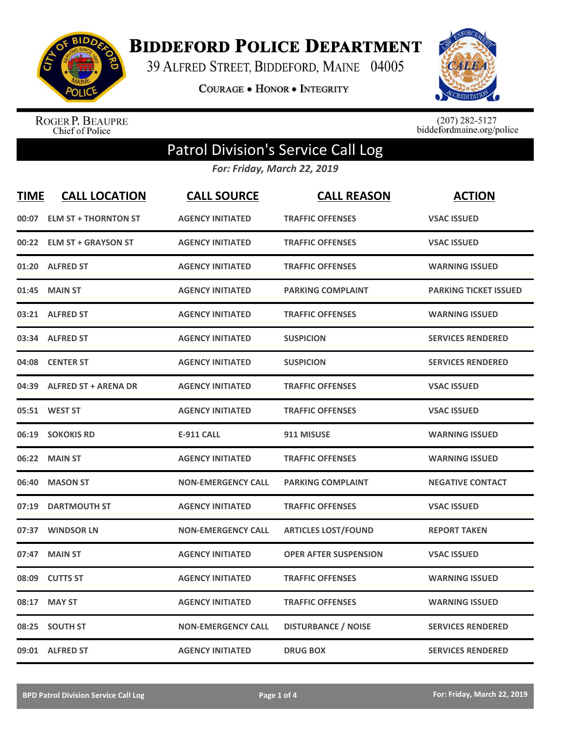# Biddeford Police Department

39 Alfred Street, Biddeford, Maine 04005

Courage • Honor • Integrity

Roger P. Beaupre
Chief of Police

(207) 282-5127
biddefordmaine.org/police

## Patrol Division's Service Call Log

*For: Friday, March 22, 2019*

| TIME | CALL LOCATION | CALL SOURCE | CALL REASON | ACTION |
|---|---|---|---|---|
| 00:07 | ELM ST + THORNTON ST | AGENCY INITIATED | TRAFFIC OFFENSES | VSAC ISSUED |
| 00:22 | ELM ST + GRAYSON ST | AGENCY INITIATED | TRAFFIC OFFENSES | VSAC ISSUED |
| 01:20 | ALFRED ST | AGENCY INITIATED | TRAFFIC OFFENSES | WARNING ISSUED |
| 01:45 | MAIN ST | AGENCY INITIATED | PARKING COMPLAINT | PARKING TICKET ISSUED |
| 03:21 | ALFRED ST | AGENCY INITIATED | TRAFFIC OFFENSES | WARNING ISSUED |
| 03:34 | ALFRED ST | AGENCY INITIATED | SUSPICION | SERVICES RENDERED |
| 04:08 | CENTER ST | AGENCY INITIATED | SUSPICION | SERVICES RENDERED |
| 04:39 | ALFRED ST + ARENA DR | AGENCY INITIATED | TRAFFIC OFFENSES | VSAC ISSUED |
| 05:51 | WEST ST | AGENCY INITIATED | TRAFFIC OFFENSES | VSAC ISSUED |
| 06:19 | SOKOKIS RD | E-911 CALL | 911 MISUSE | WARNING ISSUED |
| 06:22 | MAIN ST | AGENCY INITIATED | TRAFFIC OFFENSES | WARNING ISSUED |
| 06:40 | MASON ST | NON-EMERGENCY CALL | PARKING COMPLAINT | NEGATIVE CONTACT |
| 07:19 | DARTMOUTH ST | AGENCY INITIATED | TRAFFIC OFFENSES | VSAC ISSUED |
| 07:37 | WINDSOR LN | NON-EMERGENCY CALL | ARTICLES LOST/FOUND | REPORT TAKEN |
| 07:47 | MAIN ST | AGENCY INITIATED | OPER AFTER SUSPENSION | VSAC ISSUED |
| 08:09 | CUTTS ST | AGENCY INITIATED | TRAFFIC OFFENSES | WARNING ISSUED |
| 08:17 | MAY ST | AGENCY INITIATED | TRAFFIC OFFENSES | WARNING ISSUED |
| 08:25 | SOUTH ST | NON-EMERGENCY CALL | DISTURBANCE / NOISE | SERVICES RENDERED |
| 09:01 | ALFRED ST | AGENCY INITIATED | DRUG BOX | SERVICES RENDERED |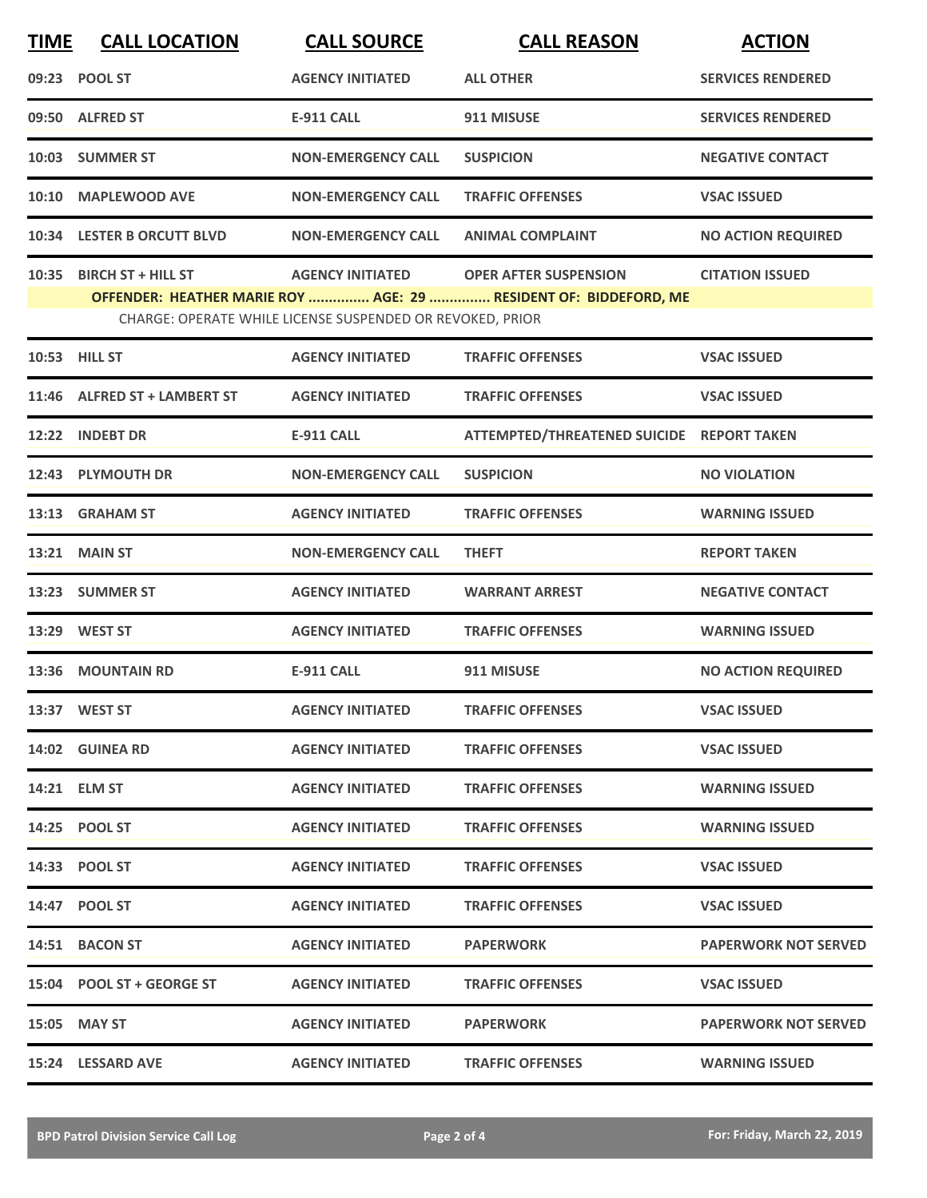| TIME | CALL LOCATION | CALL SOURCE | CALL REASON | ACTION |
|---|---|---|---|---|
| 09:23 | POOL ST | AGENCY INITIATED | ALL OTHER | SERVICES RENDERED |
| 09:50 | ALFRED ST | E-911 CALL | 911 MISUSE | SERVICES RENDERED |
| 10:03 | SUMMER ST | NON-EMERGENCY CALL | SUSPICION | NEGATIVE CONTACT |
| 10:10 | MAPLEWOOD AVE | NON-EMERGENCY CALL | TRAFFIC OFFENSES | VSAC ISSUED |
| 10:34 | LESTER B ORCUTT BLVD | NON-EMERGENCY CALL | ANIMAL COMPLAINT | NO ACTION REQUIRED |
| 10:35 | BIRCH ST + HILL ST | AGENCY INITIATED | OPER AFTER SUSPENSION | CITATION ISSUED |
| | OFFENDER: HEATHER MARIE ROY ............... AGE: 29 ............... RESIDENT OF: BIDDEFORD, ME | | | |
| | CHARGE: OPERATE WHILE LICENSE SUSPENDED OR REVOKED, PRIOR | | | |
| 10:53 | HILL ST | AGENCY INITIATED | TRAFFIC OFFENSES | VSAC ISSUED |
| 11:46 | ALFRED ST + LAMBERT ST | AGENCY INITIATED | TRAFFIC OFFENSES | VSAC ISSUED |
| 12:22 | INDEBT DR | E-911 CALL | ATTEMPTED/THREATENED SUICIDE | REPORT TAKEN |
| 12:43 | PLYMOUTH DR | NON-EMERGENCY CALL | SUSPICION | NO VIOLATION |
| 13:13 | GRAHAM ST | AGENCY INITIATED | TRAFFIC OFFENSES | WARNING ISSUED |
| 13:21 | MAIN ST | NON-EMERGENCY CALL | THEFT | REPORT TAKEN |
| 13:23 | SUMMER ST | AGENCY INITIATED | WARRANT ARREST | NEGATIVE CONTACT |
| 13:29 | WEST ST | AGENCY INITIATED | TRAFFIC OFFENSES | WARNING ISSUED |
| 13:36 | MOUNTAIN RD | E-911 CALL | 911 MISUSE | NO ACTION REQUIRED |
| 13:37 | WEST ST | AGENCY INITIATED | TRAFFIC OFFENSES | VSAC ISSUED |
| 14:02 | GUINEA RD | AGENCY INITIATED | TRAFFIC OFFENSES | VSAC ISSUED |
| 14:21 | ELM ST | AGENCY INITIATED | TRAFFIC OFFENSES | WARNING ISSUED |
| 14:25 | POOL ST | AGENCY INITIATED | TRAFFIC OFFENSES | WARNING ISSUED |
| 14:33 | POOL ST | AGENCY INITIATED | TRAFFIC OFFENSES | VSAC ISSUED |
| 14:47 | POOL ST | AGENCY INITIATED | TRAFFIC OFFENSES | VSAC ISSUED |
| 14:51 | BACON ST | AGENCY INITIATED | PAPERWORK | PAPERWORK NOT SERVED |
| 15:04 | POOL ST + GEORGE ST | AGENCY INITIATED | TRAFFIC OFFENSES | VSAC ISSUED |
| 15:05 | MAY ST | AGENCY INITIATED | PAPERWORK | PAPERWORK NOT SERVED |
| 15:24 | LESSARD AVE | AGENCY INITIATED | TRAFFIC OFFENSES | WARNING ISSUED |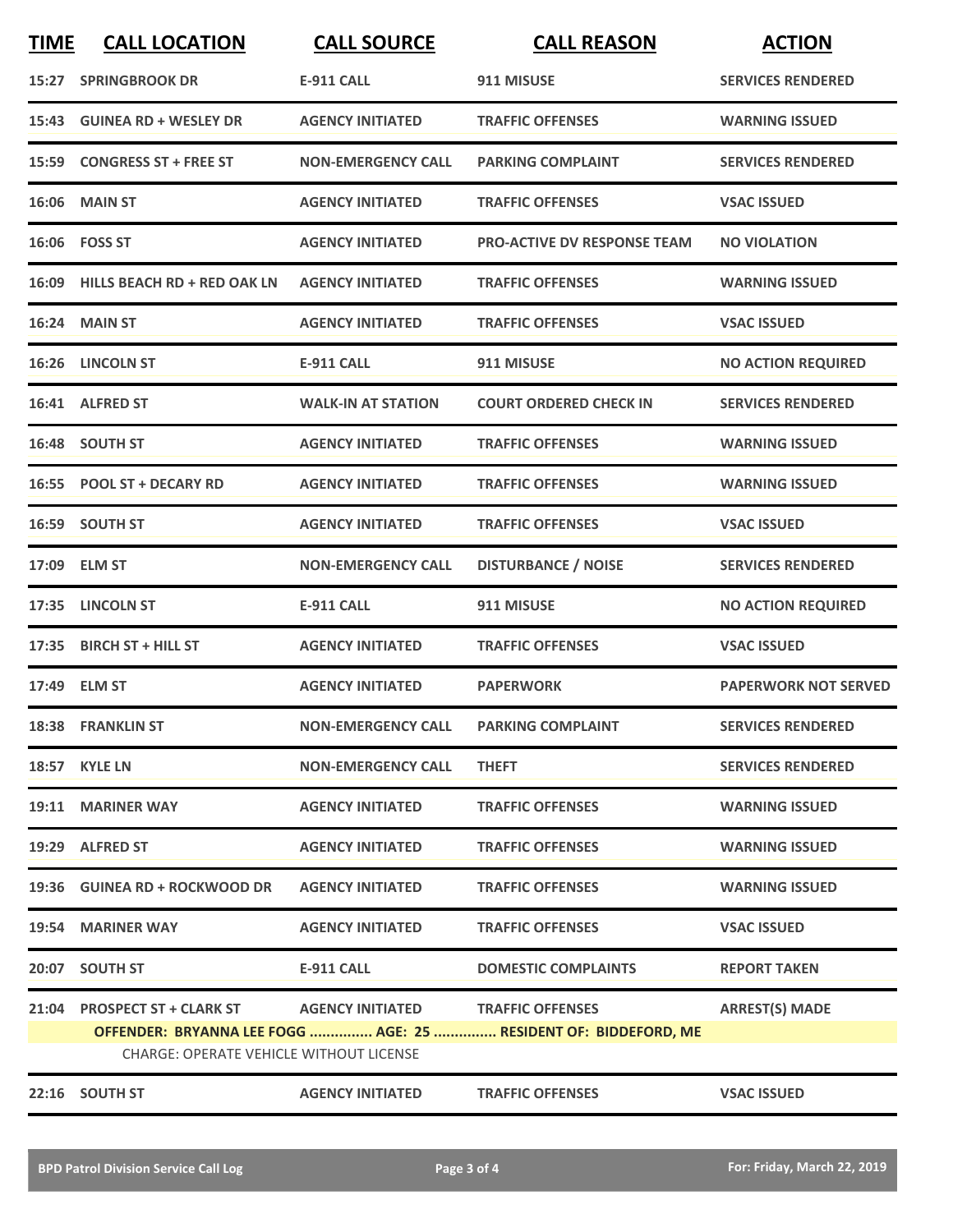| TIME | CALL LOCATION | CALL SOURCE | CALL REASON | ACTION |
|---|---|---|---|---|
| 15:27 | SPRINGBROOK DR | E-911 CALL | 911 MISUSE | SERVICES RENDERED |
| 15:43 | GUINEA RD + WESLEY DR | AGENCY INITIATED | TRAFFIC OFFENSES | WARNING ISSUED |
| 15:59 | CONGRESS ST + FREE ST | NON-EMERGENCY CALL | PARKING COMPLAINT | SERVICES RENDERED |
| 16:06 | MAIN ST | AGENCY INITIATED | TRAFFIC OFFENSES | VSAC ISSUED |
| 16:06 | FOSS ST | AGENCY INITIATED | PRO-ACTIVE DV RESPONSE TEAM | NO VIOLATION |
| 16:09 | HILLS BEACH RD + RED OAK LN | AGENCY INITIATED | TRAFFIC OFFENSES | WARNING ISSUED |
| 16:24 | MAIN ST | AGENCY INITIATED | TRAFFIC OFFENSES | VSAC ISSUED |
| 16:26 | LINCOLN ST | E-911 CALL | 911 MISUSE | NO ACTION REQUIRED |
| 16:41 | ALFRED ST | WALK-IN AT STATION | COURT ORDERED CHECK IN | SERVICES RENDERED |
| 16:48 | SOUTH ST | AGENCY INITIATED | TRAFFIC OFFENSES | WARNING ISSUED |
| 16:55 | POOL ST + DECARY RD | AGENCY INITIATED | TRAFFIC OFFENSES | WARNING ISSUED |
| 16:59 | SOUTH ST | AGENCY INITIATED | TRAFFIC OFFENSES | VSAC ISSUED |
| 17:09 | ELM ST | NON-EMERGENCY CALL | DISTURBANCE / NOISE | SERVICES RENDERED |
| 17:35 | LINCOLN ST | E-911 CALL | 911 MISUSE | NO ACTION REQUIRED |
| 17:35 | BIRCH ST + HILL ST | AGENCY INITIATED | TRAFFIC OFFENSES | VSAC ISSUED |
| 17:49 | ELM ST | AGENCY INITIATED | PAPERWORK | PAPERWORK NOT SERVED |
| 18:38 | FRANKLIN ST | NON-EMERGENCY CALL | PARKING COMPLAINT | SERVICES RENDERED |
| 18:57 | KYLE LN | NON-EMERGENCY CALL | THEFT | SERVICES RENDERED |
| 19:11 | MARINER WAY | AGENCY INITIATED | TRAFFIC OFFENSES | WARNING ISSUED |
| 19:29 | ALFRED ST | AGENCY INITIATED | TRAFFIC OFFENSES | WARNING ISSUED |
| 19:36 | GUINEA RD + ROCKWOOD DR | AGENCY INITIATED | TRAFFIC OFFENSES | WARNING ISSUED |
| 19:54 | MARINER WAY | AGENCY INITIATED | TRAFFIC OFFENSES | VSAC ISSUED |
| 20:07 | SOUTH ST | E-911 CALL | DOMESTIC COMPLAINTS | REPORT TAKEN |
| 21:04 | PROSPECT ST + CLARK ST | AGENCY INITIATED | TRAFFIC OFFENSES | ARREST(S) MADE |
| | OFFENDER: BRYANNA LEE FOGG ............... AGE: 25 ............... RESIDENT OF: BIDDEFORD, ME | | | |
| | CHARGE: OPERATE VEHICLE WITHOUT LICENSE | | | |
| 22:16 | SOUTH ST | AGENCY INITIATED | TRAFFIC OFFENSES | VSAC ISSUED |

BPD Patrol Division Service Call Log — For: Friday, March 22, 2019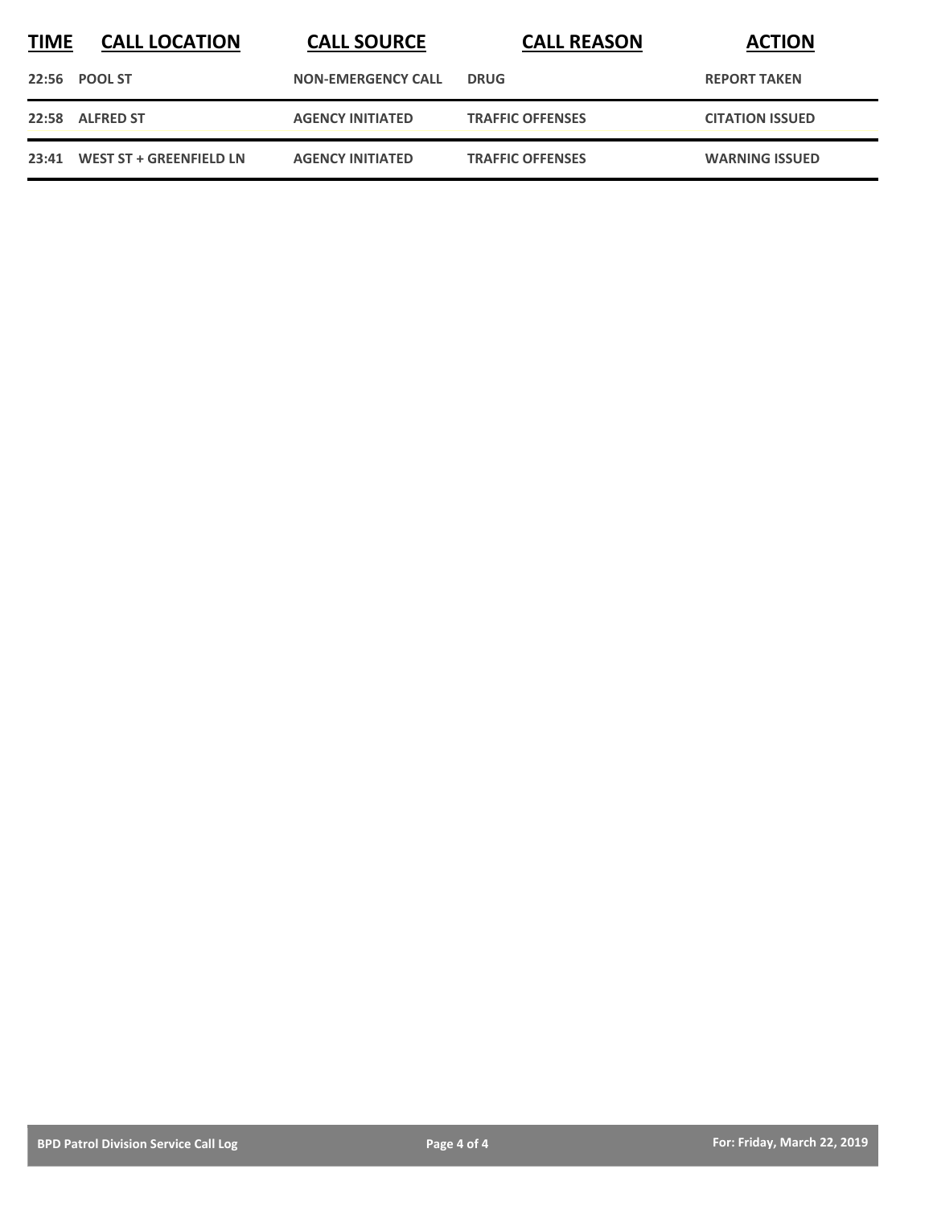| TIME | CALL LOCATION | CALL SOURCE | CALL REASON | ACTION |
|---|---|---|---|---|
| 22:56 | POOL ST | NON-EMERGENCY CALL | DRUG | REPORT TAKEN |
| 22:58 | ALFRED ST | AGENCY INITIATED | TRAFFIC OFFENSES | CITATION ISSUED |
| 23:41 | WEST ST + GREENFIELD LN | AGENCY INITIATED | TRAFFIC OFFENSES | WARNING ISSUED |